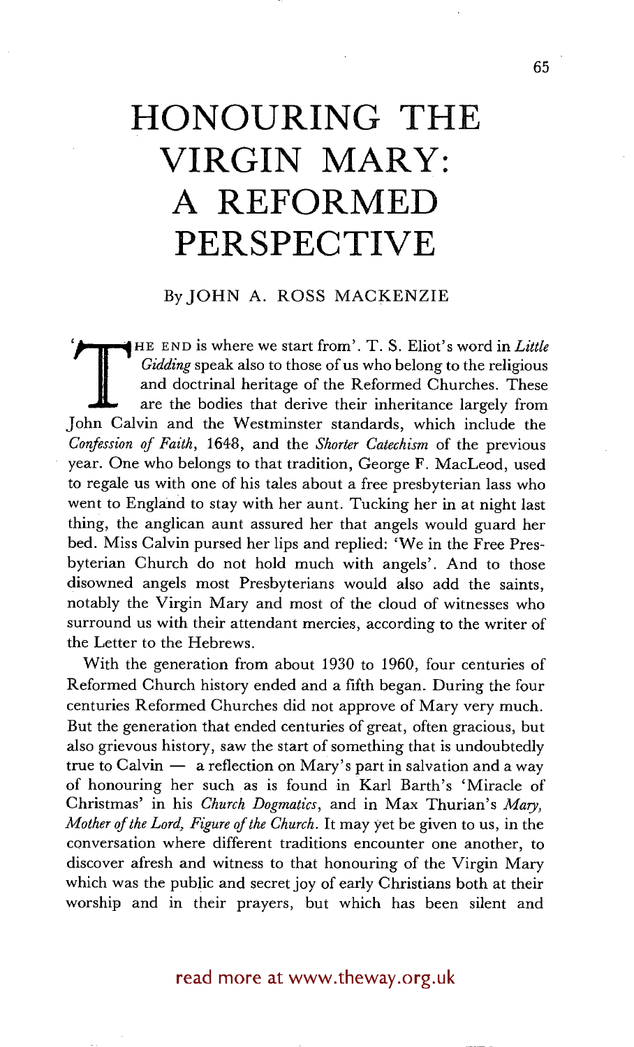# HONOURING THE VIRGIN MARY: A REFORMED PERSPECTIVE

By JOHN A. ROSS MACKENZIE

'THE END is where we start from'. T. S. Eliot's word in *Little Gidding* speak also to those of us who belong to the religious and doctrinal heritage of the Reformed Churches. These are the bodies that derive their inheritance largely from John Calvin and the Westminster standards, which include the *Confession of Faith*, 1648, and the *Shorter Catechism* of the previous year. One who belongs to that tradition, George F. MacLeod, used to regale us with one of his tales about a free presbyterian lass who went to England to stay with her aunt. Tucking her in at night last thing, the anglican aunt assured her that angels would guard her bed. Miss Calvin pursed her lips and replied: 'We in the Free Presbyterian Church do not hold much with angels'. And to those disowned angels most Presbyterians would also add the saints, notably the Virgin Mary and most of the cloud of witnesses who surround us with their attendant mercies, according to the writer of the Letter to the Hebrews.

With the generation from about 1930 to 1960, four centuries of Reformed Church history ended and a fifth began. During the four centuries Reformed Churches did not approve of Mary very much. But the generation that ended centuries of great, often gracious, but also grievous history, saw the start of something that is undoubtedly true to Calvin — a reflection on Mary's part in salvation and a way of honouring her such as is found in Karl Barth's 'Miracle of Christmas' in his *Church Dogmatics*, and in Max Thurian's *Mary, Mother of the Lord, Figure of the Church*. It may yet be given to us, in the conversation where different traditions encounter one another, to discover afresh and witness to that honouring of the Virgin Mary which was the public and secret joy of early Christians both at their worship and in their prayers, but which has been silent and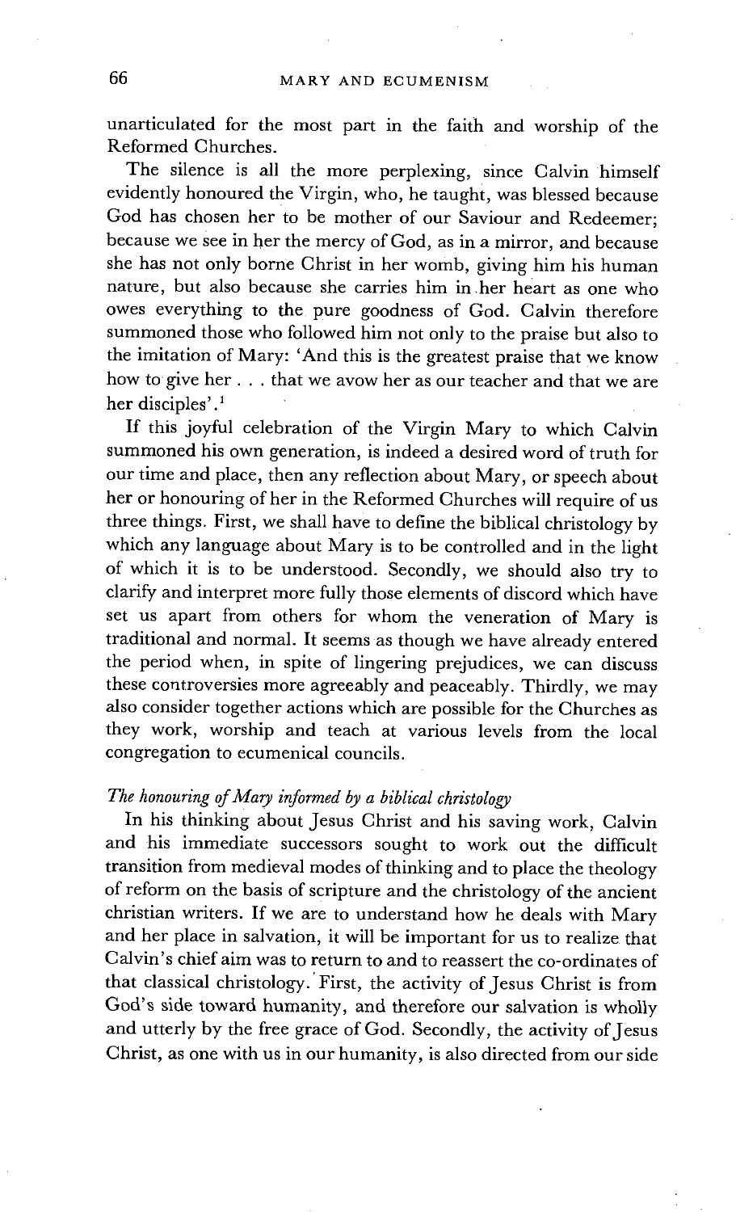unarticulated for the most part in the faith and worship of the Reformed Churches.

The silence is all the more perplexing, since Calvin himself evidently honoured the Virgin, who, he taught, was blessed because God has chosen her to be mother of our Saviour and Redeemer; because we see in her the mercy of God, as in a mirror, and because she has not only borne Christ in her womb, giving him his human nature, but also because she carries him in her heart as one who owes everything to the pure goodness of God. Calvin therefore summoned those who followed him not only to the praise but also to the imitation of Mary: 'And this is the greatest praise that we know how to give her . . . that we avow her as our teacher and that we are her disciples'.[1]

If this joyful celebration of the Virgin Mary to which Calvin summoned his own generation, is indeed a desired word of truth for our time and place, then any reflection about Mary, or speech about her or honouring of her in the Reformed Churches will require of us three things. First, we shall have to define the biblical christology by which any language about Mary is to be controlled and in the light of which it is to be understood. Secondly, we should also try to clarify and interpret more fully those elements of discord which have set us apart from others for whom the veneration of Mary is traditional and normal. It seems as though we have already entered the period when, in spite of lingering prejudices, we can discuss these controversies more agreeably and peaceably. Thirdly, we may also consider together actions which are possible for the Churches as they work, worship and teach at various levels from the local congregation to ecumenical councils.

*The honouring of Mary informed by a biblical christology*

In his thinking about Jesus Christ and his saving work, Calvin and his immediate successors sought to work out the difficult transition from medieval modes of thinking and to place the theology of reform on the basis of scripture and the christology of the ancient christian writers. If we are to understand how he deals with Mary and her place in salvation, it will be important for us to realize that Calvin's chief aim was to return to and to reassert the co-ordinates of that classical christology. First, the activity of Jesus Christ is from God's side toward humanity, and therefore our salvation is wholly and utterly by the free grace of God. Secondly, the activity of Jesus Christ, as one with us in our humanity, is also directed from our side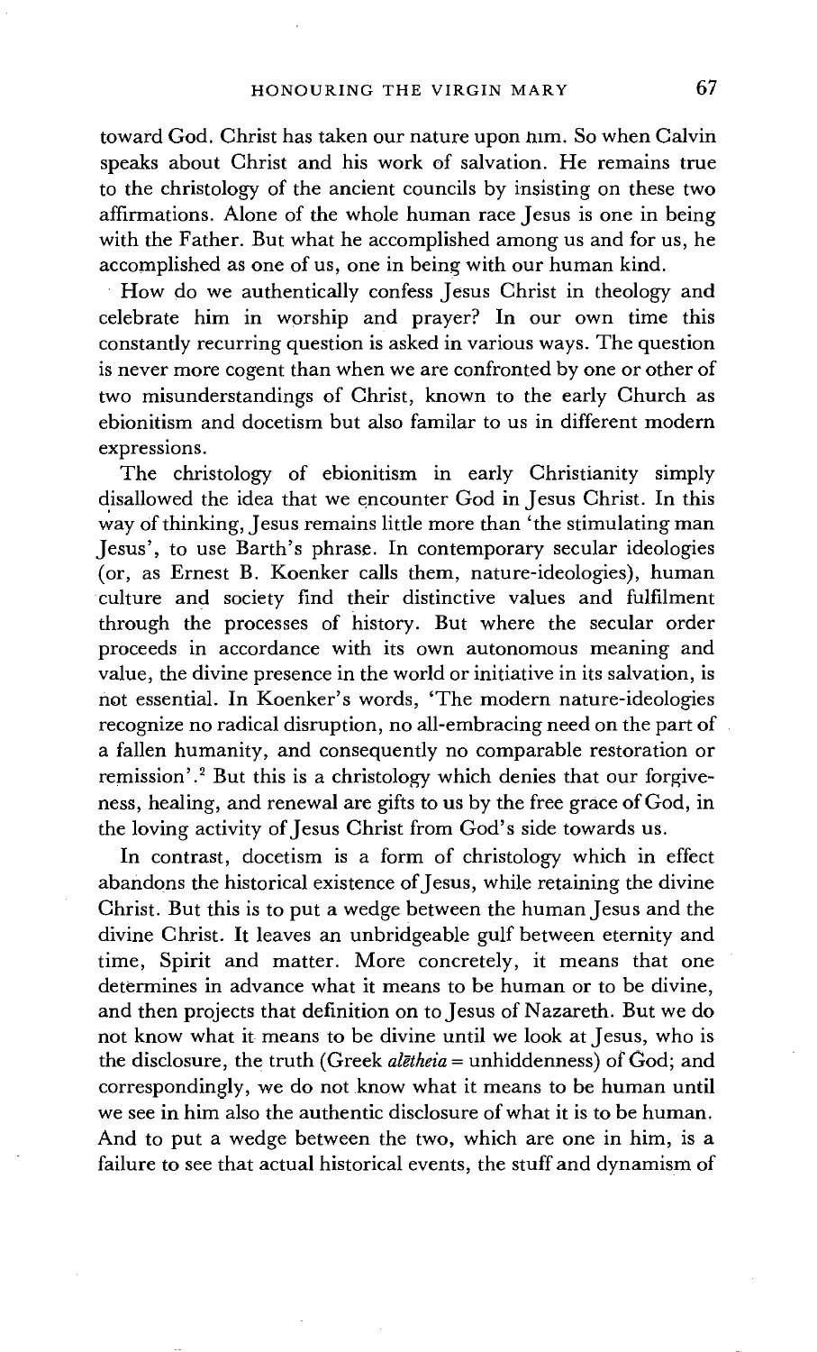toward God. Christ has taken our nature upon him. So when Calvin speaks about Christ and his work of salvation. He remains true to the christology of the ancient councils by insisting on these two affirmations. Alone of the whole human race Jesus is one in being with the Father. But what he accomplished among us and for us, he accomplished as one of us, one in being with our human kind.

How do we authentically confess Jesus Christ in theology and celebrate him in worship and prayer? In our own time this constantly recurring question is asked in various ways. The question is never more cogent than when we are confronted by one or other of two misunderstandings of Christ, known to the early Church as ebionitism and docetism but also familar to us in different modern expressions.

The christology of ebionitism in early Christianity simply disallowed the idea that we encounter God in Jesus Christ. In this way of thinking, Jesus remains little more than 'the stimulating man Jesus', to use Barth's phrase. In contemporary secular ideologies (or, as Ernest B. Koenker calls them, nature-ideologies), human culture and society find their distinctive values and fulfilment through the processes of history. But where the secular order proceeds in accordance with its own autonomous meaning and value, the divine presence in the world or initiative in its salvation, is not essential. In Koenker's words, 'The modern nature-ideologies recognize no radical disruption, no all-embracing need on the part of a fallen humanity, and consequently no comparable restoration or remission'.[2] But this is a christology which denies that our forgiveness, healing, and renewal are gifts to us by the free grace of God, in the loving activity of Jesus Christ from God's side towards us.

In contrast, docetism is a form of christology which in effect abandons the historical existence of Jesus, while retaining the divine Christ. But this is to put a wedge between the human Jesus and the divine Christ. It leaves an unbridgeable gulf between eternity and time, Spirit and matter. More concretely, it means that one determines in advance what it means to be human or to be divine, and then projects that definition on to Jesus of Nazareth. But we do not know what it means to be divine until we look at Jesus, who is the disclosure, the truth (Greek *alētheia* = unhiddenness) of God; and correspondingly, we do not know what it means to be human until we see in him also the authentic disclosure of what it is to be human. And to put a wedge between the two, which are one in him, is a failure to see that actual historical events, the stuff and dynamism of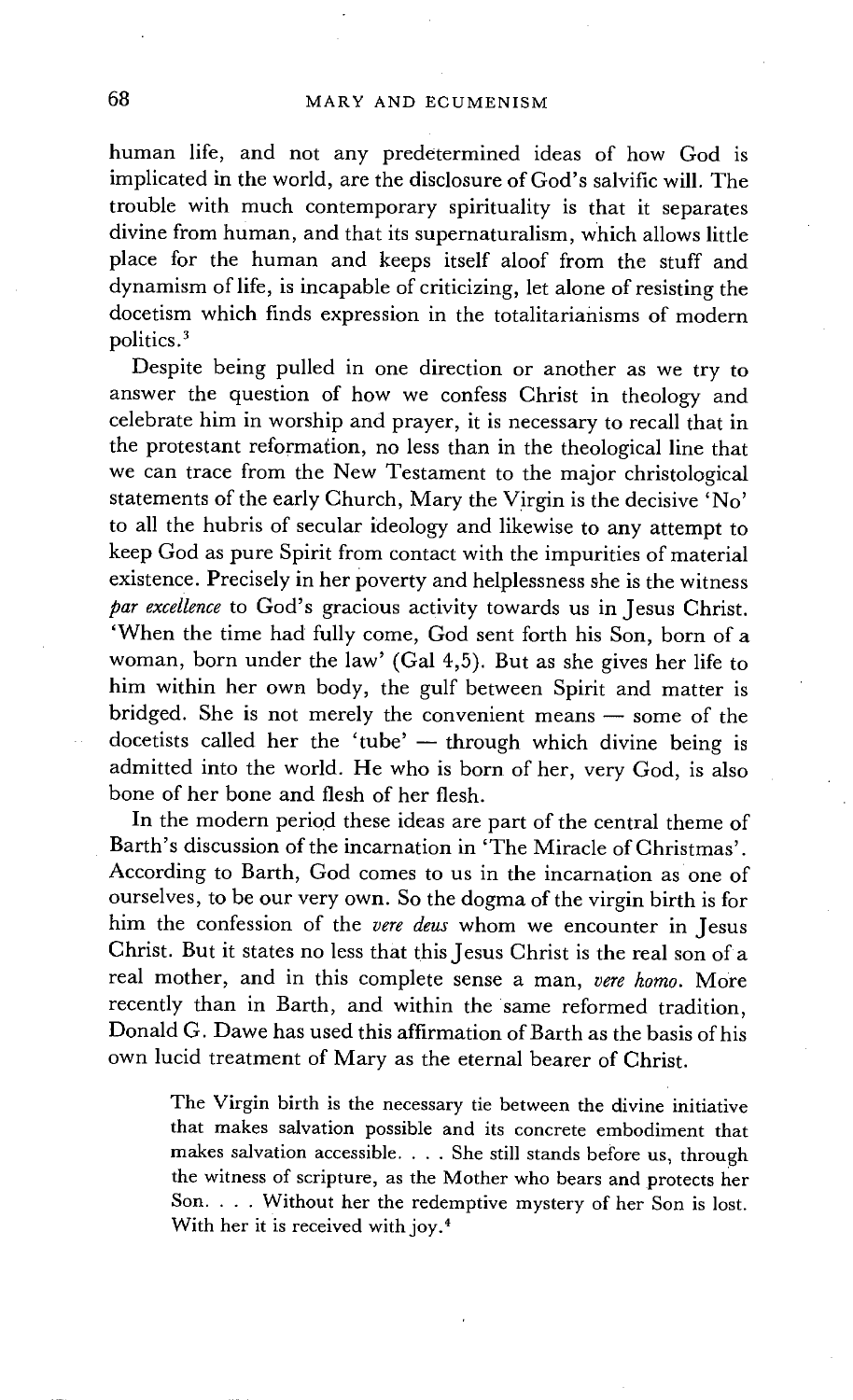human life, and not any predetermined ideas of how God is implicated in the world, are the disclosure of God's salvific will. The trouble with much contemporary spirituality is that it separates divine from human, and that its supernaturalism, which allows little place for the human and keeps itself aloof from the stuff and dynamism of life, is incapable of criticizing, let alone of resisting the docetism which finds expression in the totalitarianisms of modern politics.[3]

Despite being pulled in one direction or another as we try to answer the question of how we confess Christ in theology and celebrate him in worship and prayer, it is necessary to recall that in the protestant reformation, no less than in the theological line that we can trace from the New Testament to the major christological statements of the early Church, Mary the Virgin is the decisive 'No' to all the hubris of secular ideology and likewise to any attempt to keep God as pure Spirit from contact with the impurities of material existence. Precisely in her poverty and helplessness she is the witness *par excellence* to God's gracious activity towards us in Jesus Christ. 'When the time had fully come, God sent forth his Son, born of a woman, born under the law' (Gal 4,5). But as she gives her life to him within her own body, the gulf between Spirit and matter is bridged. She is not merely the convenient means — some of the docetists called her the 'tube' — through which divine being is admitted into the world. He who is born of her, very God, is also bone of her bone and flesh of her flesh.

In the modern period these ideas are part of the central theme of Barth's discussion of the incarnation in 'The Miracle of Christmas'. According to Barth, God comes to us in the incarnation as one of ourselves, to be our very own. So the dogma of the virgin birth is for him the confession of the *vere deus* whom we encounter in Jesus Christ. But it states no less that this Jesus Christ is the real son of a real mother, and in this complete sense a man, *vere homo*. More recently than in Barth, and within the same reformed tradition, Donald G. Dawe has used this affirmation of Barth as the basis of his own lucid treatment of Mary as the eternal bearer of Christ.

> The Virgin birth is the necessary tie between the divine initiative that makes salvation possible and its concrete embodiment that makes salvation accessible. . . . She still stands before us, through the witness of scripture, as the Mother who bears and protects her Son. . . . Without her the redemptive mystery of her Son is lost. With her it is received with joy.[4]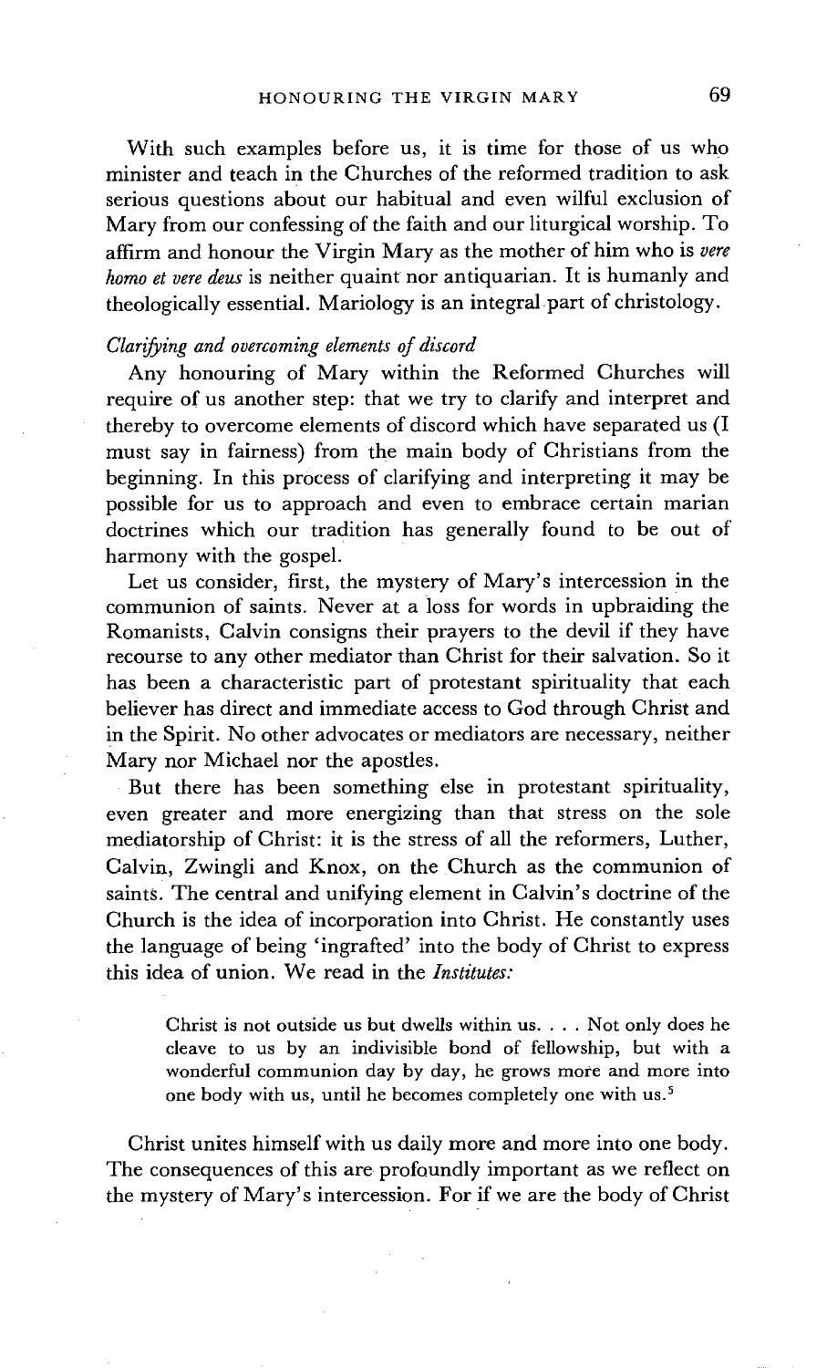With such examples before us, it is time for those of us who minister and teach in the Churches of the reformed tradition to ask serious questions about our habitual and even wilful exclusion of Mary from our confessing of the faith and our liturgical worship. To affirm and honour the Virgin Mary as the mother of him who is *vere homo et vere deus* is neither quaint nor antiquarian. It is humanly and theologically essential. Mariology is an integral part of christology.

### *Clarifying and overcoming elements of discord*

Any honouring of Mary within the Reformed Churches will require of us another step: that we try to clarify and interpret and thereby to overcome elements of discord which have separated us (I must say in fairness) from the main body of Christians from the beginning. In this process of clarifying and interpreting it may be possible for us to approach and even to embrace certain marian doctrines which our tradition has generally found to be out of harmony with the gospel.

Let us consider, first, the mystery of Mary's intercession in the communion of saints. Never at a loss for words in upbraiding the Romanists, Calvin consigns their prayers to the devil if they have recourse to any other mediator than Christ for their salvation. So it has been a characteristic part of protestant spirituality that each believer has direct and immediate access to God through Christ and in the Spirit. No other advocates or mediators are necessary, neither Mary nor Michael nor the apostles.

But there has been something else in protestant spirituality, even greater and more energizing than that stress on the sole mediatorship of Christ: it is the stress of all the reformers, Luther, Calvin, Zwingli and Knox, on the Church as the communion of saints. The central and unifying element in Calvin's doctrine of the Church is the idea of incorporation into Christ. He constantly uses the language of being 'ingrafted' into the body of Christ to express this idea of union. We read in the *Institutes:*

> Christ is not outside us but dwells within us. . . . Not only does he cleave to us by an indivisible bond of fellowship, but with a wonderful communion day by day, he grows more and more into one body with us, until he becomes completely one with us.[5]

Christ unites himself with us daily more and more into one body. The consequences of this are profoundly important as we reflect on the mystery of Mary's intercession. For if we are the body of Christ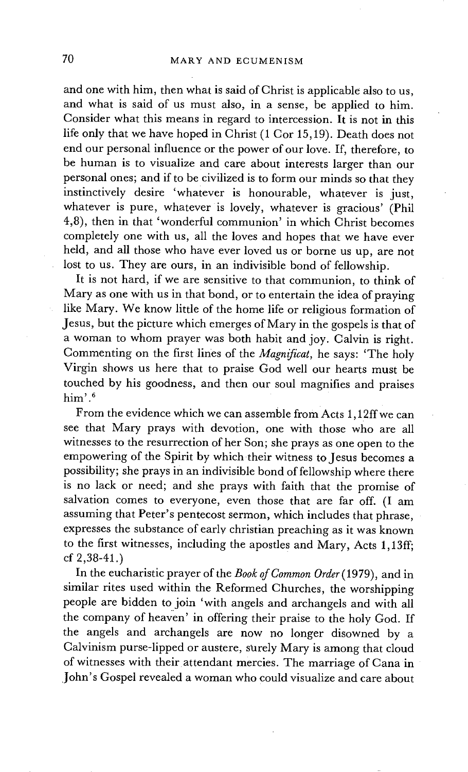and one with him, then what is said of Christ is applicable also to us, and what is said of us must also, in a sense, be applied to him. Consider what this means in regard to intercession. It is not in this life only that we have hoped in Christ (1 Cor 15,19). Death does not end our personal influence or the power of our love. If, therefore, to be human is to visualize and care about interests larger than our personal ones; and if to be civilized is to form our minds so that they instinctively desire 'whatever is honourable, whatever is just, whatever is pure, whatever is lovely, whatever is gracious' (Phil 4,8), then in that 'wonderful communion' in which Christ becomes completely one with us, all the loves and hopes that we have ever held, and all those who have ever loved us or borne us up, are not lost to us. They are ours, in an indivisible bond of fellowship.

It is not hard, if we are sensitive to that communion, to think of Mary as one with us in that bond, or to entertain the idea of praying like Mary. We know little of the home life or religious formation of Jesus, but the picture which emerges of Mary in the gospels is that of a woman to whom prayer was both habit and joy. Calvin is right. Commenting on the first lines of the *Magnificat*, he says: 'The holy Virgin shows us here that to praise God well our hearts must be touched by his goodness, and then our soul magnifies and praises him'.[6]

From the evidence which we can assemble from Acts 1,12ff we can see that Mary prays with devotion, one with those who are all witnesses to the resurrection of her Son; she prays as one open to the empowering of the Spirit by which their witness to Jesus becomes a possibility; she prays in an indivisible bond of fellowship where there is no lack or need; and she prays with faith that the promise of salvation comes to everyone, even those that are far off. (I am assuming that Peter's pentecost sermon, which includes that phrase, expresses the substance of early christian preaching as it was known to the first witnesses, including the apostles and Mary, Acts 1,13ff; cf 2,38-41.)

In the eucharistic prayer of the *Book of Common Order* (1979), and in similar rites used within the Reformed Churches, the worshipping people are bidden to join 'with angels and archangels and with all the company of heaven' in offering their praise to the holy God. If the angels and archangels are now no longer disowned by a Calvinism purse-lipped or austere, surely Mary is among that cloud of witnesses with their attendant mercies. The marriage of Cana in John's Gospel revealed a woman who could visualize and care about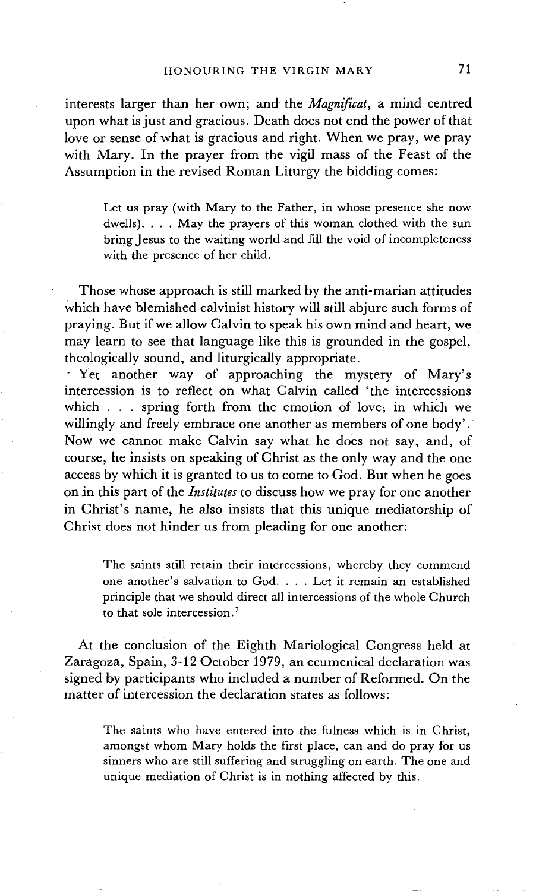interests larger than her own; and the *Magnificat*, a mind centred upon what is just and gracious. Death does not end the power of that love or sense of what is gracious and right. When we pray, we pray with Mary. In the prayer from the vigil mass of the Feast of the Assumption in the revised Roman Liturgy the bidding comes:

> Let us pray (with Mary to the Father, in whose presence she now dwells). . . . May the prayers of this woman clothed with the sun bring Jesus to the waiting world and fill the void of incompleteness with the presence of her child.

Those whose approach is still marked by the anti-marian attitudes which have blemished calvinist history will still abjure such forms of praying. But if we allow Calvin to speak his own mind and heart, we may learn to see that language like this is grounded in the gospel, theologically sound, and liturgically appropriate.

Yet another way of approaching the mystery of Mary's intercession is to reflect on what Calvin called 'the intercessions which . . . spring forth from the emotion of love, in which we willingly and freely embrace one another as members of one body'. Now we cannot make Calvin say what he does not say, and, of course, he insists on speaking of Christ as the only way and the one access by which it is granted to us to come to God. But when he goes on in this part of the *Institutes* to discuss how we pray for one another in Christ's name, he also insists that this unique mediatorship of Christ does not hinder us from pleading for one another:

> The saints still retain their intercessions, whereby they commend one another's salvation to God. . . . Let it remain an established principle that we should direct all intercessions of the whole Church to that sole intercession.[7]

At the conclusion of the Eighth Mariological Congress held at Zaragoza, Spain, 3-12 October 1979, an ecumenical declaration was signed by participants who included a number of Reformed. On the matter of intercession the declaration states as follows:

> The saints who have entered into the fulness which is in Christ, amongst whom Mary holds the first place, can and do pray for us sinners who are still suffering and struggling on earth. The one and unique mediation of Christ is in nothing affected by this.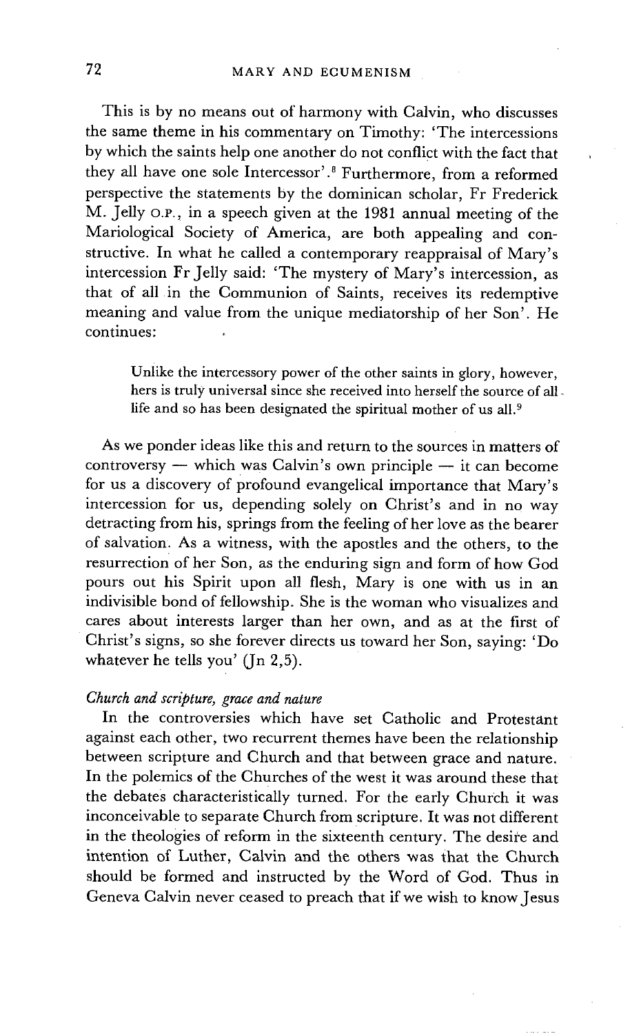This is by no means out of harmony with Calvin, who discusses the same theme in his commentary on Timothy: 'The intercessions by which the saints help one another do not conflict with the fact that they all have one sole Intercessor'.[8] Furthermore, from a reformed perspective the statements by the dominican scholar, Fr Frederick M. Jelly O.P., in a speech given at the 1981 annual meeting of the Mariological Society of America, are both appealing and constructive. In what he called a contemporary reappraisal of Mary's intercession Fr Jelly said: 'The mystery of Mary's intercession, as that of all in the Communion of Saints, receives its redemptive meaning and value from the unique mediatorship of her Son'. He continues:

> Unlike the intercessory power of the other saints in glory, however, hers is truly universal since she received into herself the source of all life and so has been designated the spiritual mother of us all.[9]

As we ponder ideas like this and return to the sources in matters of controversy — which was Calvin's own principle — it can become for us a discovery of profound evangelical importance that Mary's intercession for us, depending solely on Christ's and in no way detracting from his, springs from the feeling of her love as the bearer of salvation. As a witness, with the apostles and the others, to the resurrection of her Son, as the enduring sign and form of how God pours out his Spirit upon all flesh, Mary is one with us in an indivisible bond of fellowship. She is the woman who visualizes and cares about interests larger than her own, and as at the first of Christ's signs, so she forever directs us toward her Son, saying: 'Do whatever he tells you' (Jn 2,5).

### *Church and scripture, grace and nature*

In the controversies which have set Catholic and Protestant against each other, two recurrent themes have been the relationship between scripture and Church and that between grace and nature. In the polemics of the Churches of the west it was around these that the debates characteristically turned. For the early Church it was inconceivable to separate Church from scripture. It was not different in the theologies of reform in the sixteenth century. The desire and intention of Luther, Calvin and the others was that the Church should be formed and instructed by the Word of God. Thus in Geneva Calvin never ceased to preach that if we wish to know Jesus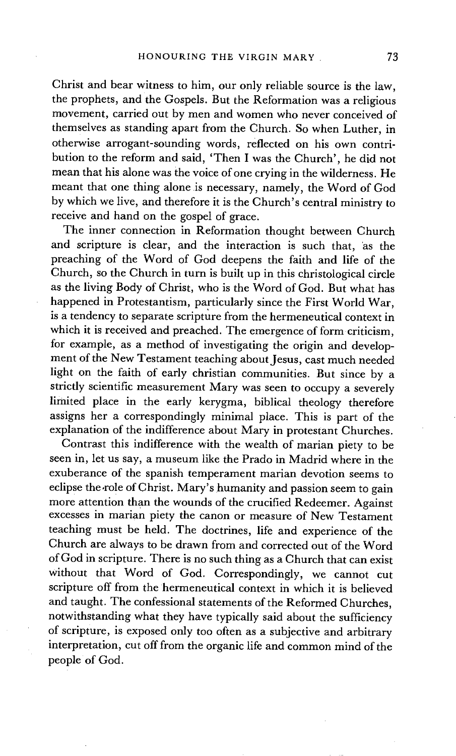Christ and bear witness to him, our only reliable source is the law, the prophets, and the Gospels. But the Reformation was a religious movement, carried out by men and women who never conceived of themselves as standing apart from the Church. So when Luther, in otherwise arrogant-sounding words, reflected on his own contribution to the reform and said, 'Then I was the Church', he did not mean that his alone was the voice of one crying in the wilderness. He meant that one thing alone is necessary, namely, the Word of God by which we live, and therefore it is the Church's central ministry to receive and hand on the gospel of grace.

The inner connection in Reformation thought between Church and scripture is clear, and the interaction is such that, as the preaching of the Word of God deepens the faith and life of the Church, so the Church in turn is built up in this christological circle as the living Body of Christ, who is the Word of God. But what has happened in Protestantism, particularly since the First World War, is a tendency to separate scripture from the hermeneutical context in which it is received and preached. The emergence of form criticism, for example, as a method of investigating the origin and development of the New Testament teaching about Jesus, cast much needed light on the faith of early christian communities. But since by a strictly scientific measurement Mary was seen to occupy a severely limited place in the early kerygma, biblical theology therefore assigns her a correspondingly minimal place. This is part of the explanation of the indifference about Mary in protestant Churches.

Contrast this indifference with the wealth of marian piety to be seen in, let us say, a museum like the Prado in Madrid where in the exuberance of the spanish temperament marian devotion seems to eclipse the role of Christ. Mary's humanity and passion seem to gain more attention than the wounds of the crucified Redeemer. Against excesses in marian piety the canon or measure of New Testament teaching must be held. The doctrines, life and experience of the Church are always to be drawn from and corrected out of the Word of God in scripture. There is no such thing as a Church that can exist without that Word of God. Correspondingly, we cannot cut scripture off from the hermeneutical context in which it is believed and taught. The confessional statements of the Reformed Churches, notwithstanding what they have typically said about the sufficiency of scripture, is exposed only too often as a subjective and arbitrary interpretation, cut off from the organic life and common mind of the people of God.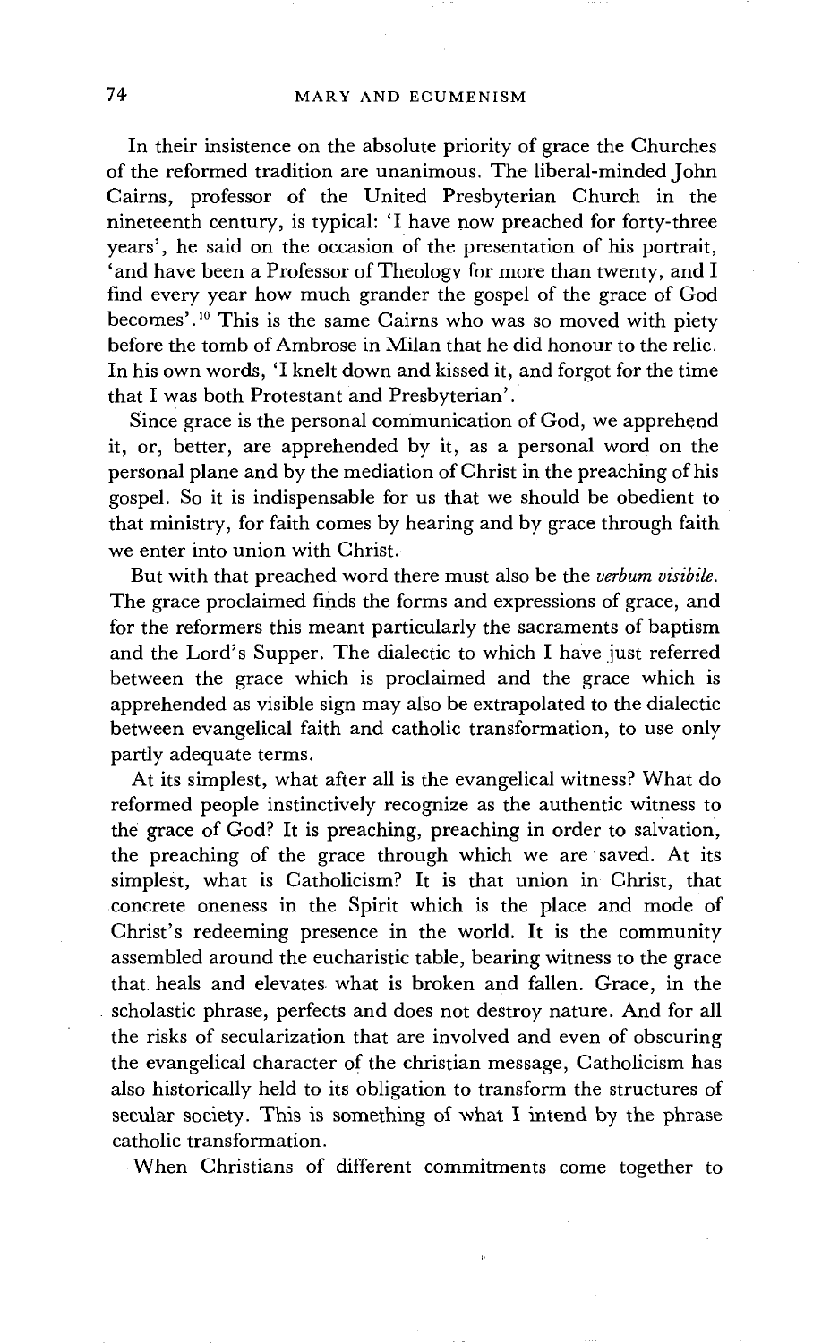In their insistence on the absolute priority of grace the Churches of the reformed tradition are unanimous. The liberal-minded John Cairns, professor of the United Presbyterian Church in the nineteenth century, is typical: 'I have now preached for forty-three years', he said on the occasion of the presentation of his portrait, 'and have been a Professor of Theology for more than twenty, and I find every year how much grander the gospel of the grace of God becomes'.[10] This is the same Cairns who was so moved with piety before the tomb of Ambrose in Milan that he did honour to the relic. In his own words, 'I knelt down and kissed it, and forgot for the time that I was both Protestant and Presbyterian'.

Since grace is the personal communication of God, we apprehend it, or, better, are apprehended by it, as a personal word on the personal plane and by the mediation of Christ in the preaching of his gospel. So it is indispensable for us that we should be obedient to that ministry, for faith comes by hearing and by grace through faith we enter into union with Christ.

But with that preached word there must also be the *verbum visibile*. The grace proclaimed finds the forms and expressions of grace, and for the reformers this meant particularly the sacraments of baptism and the Lord's Supper. The dialectic to which I have just referred between the grace which is proclaimed and the grace which is apprehended as visible sign may also be extrapolated to the dialectic between evangelical faith and catholic transformation, to use only partly adequate terms.

At its simplest, what after all is the evangelical witness? What do reformed people instinctively recognize as the authentic witness to the grace of God? It is preaching, preaching in order to salvation, the preaching of the grace through which we are saved. At its simplest, what is Catholicism? It is that union in Christ, that concrete oneness in the Spirit which is the place and mode of Christ's redeeming presence in the world. It is the community assembled around the eucharistic table, bearing witness to the grace that heals and elevates what is broken and fallen. Grace, in the scholastic phrase, perfects and does not destroy nature. And for all the risks of secularization that are involved and even of obscuring the evangelical character of the christian message, Catholicism has also historically held to its obligation to transform the structures of secular society. This is something of what I intend by the phrase catholic transformation.

When Christians of different commitments come together to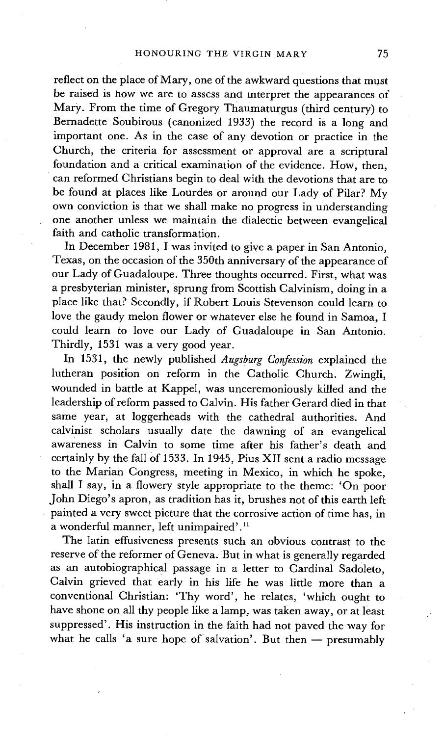reflect on the place of Mary, one of the awkward questions that must be raised is how we are to assess and interpret the appearances of Mary. From the time of Gregory Thaumaturgus (third century) to Bernadette Soubirous (canonized 1933) the record is a long and important one. As in the case of any devotion or practice in the Church, the criteria for assessment or approval are a scriptural foundation and a critical examination of the evidence. How, then, can reformed Christians begin to deal with the devotions that are to be found at places like Lourdes or around our Lady of Pilar? My own conviction is that we shall make no progress in understanding one another unless we maintain the dialectic between evangelical faith and catholic transformation.

In December 1981, I was invited to give a paper in San Antonio, Texas, on the occasion of the 350th anniversary of the appearance of our Lady of Guadaloupe. Three thoughts occurred. First, what was a presbyterian minister, sprung from Scottish Calvinism, doing in a place like that? Secondly, if Robert Louis Stevenson could learn to love the gaudy melon flower or whatever else he found in Samoa, I could learn to love our Lady of Guadaloupe in San Antonio. Thirdly, 1531 was a very good year.

In 1531, the newly published *Augsburg Confession* explained the lutheran position on reform in the Catholic Church. Zwingli, wounded in battle at Kappel, was unceremoniously killed and the leadership of reform passed to Calvin. His father Gerard died in that same year, at loggerheads with the cathedral authorities. And calvinist scholars usually date the dawning of an evangelical awareness in Calvin to some time after his father's death and certainly by the fall of 1533. In 1945, Pius XII sent a radio message to the Marian Congress, meeting in Mexico, in which he spoke, shall I say, in a flowery style appropriate to the theme: 'On poor John Diego's apron, as tradition has it, brushes not of this earth left painted a very sweet picture that the corrosive action of time has, in a wonderful manner, left unimpaired'.[11]

The latin effusiveness presents such an obvious contrast to the reserve of the reformer of Geneva. But in what is generally regarded as an autobiographical passage in a letter to Cardinal Sadoleto, Calvin grieved that early in his life he was little more than a conventional Christian: 'Thy word', he relates, 'which ought to have shone on all thy people like a lamp, was taken away, or at least suppressed'. His instruction in the faith had not paved the way for what he calls 'a sure hope of salvation'. But then — presumably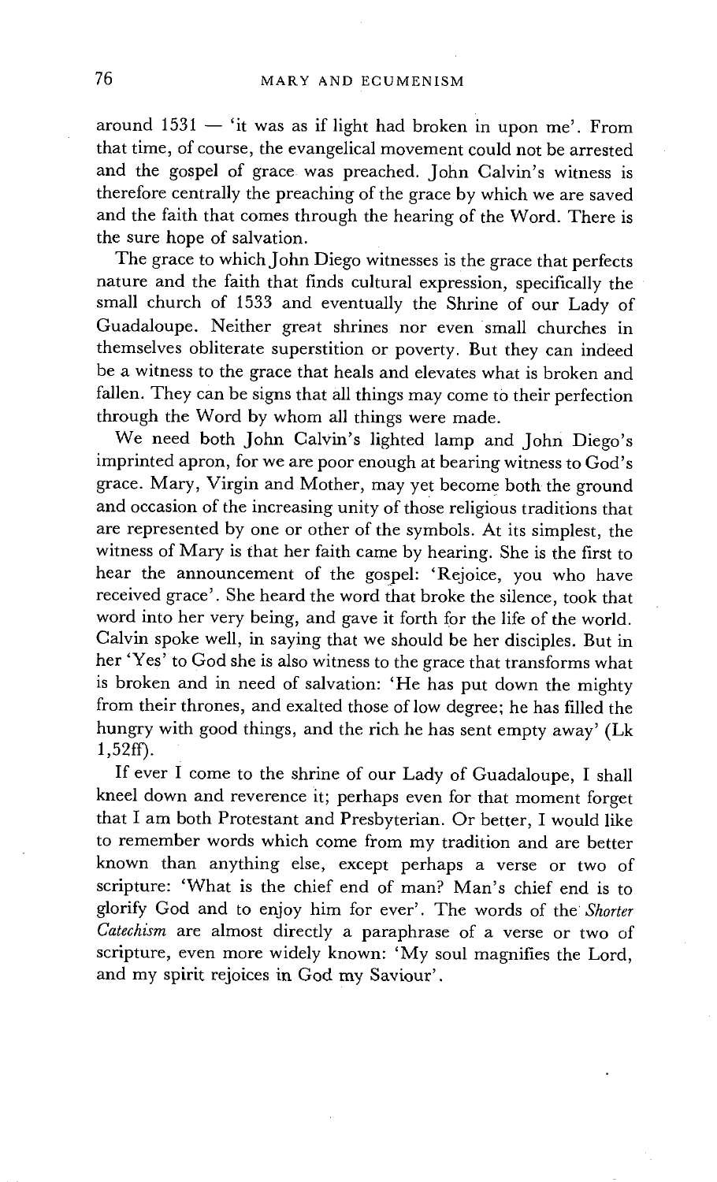around 1531 — 'it was as if light had broken in upon me'. From that time, of course, the evangelical movement could not be arrested and the gospel of grace was preached. John Calvin's witness is therefore centrally the preaching of the grace by which we are saved and the faith that comes through the hearing of the Word. There is the sure hope of salvation.

The grace to which John Diego witnesses is the grace that perfects nature and the faith that finds cultural expression, specifically the small church of 1533 and eventually the Shrine of our Lady of Guadaloupe. Neither great shrines nor even small churches in themselves obliterate superstition or poverty. But they can indeed be a witness to the grace that heals and elevates what is broken and fallen. They can be signs that all things may come to their perfection through the Word by whom all things were made.

We need both John Calvin's lighted lamp and John Diego's imprinted apron, for we are poor enough at bearing witness to God's grace. Mary, Virgin and Mother, may yet become both the ground and occasion of the increasing unity of those religious traditions that are represented by one or other of the symbols. At its simplest, the witness of Mary is that her faith came by hearing. She is the first to hear the announcement of the gospel: 'Rejoice, you who have received grace'. She heard the word that broke the silence, took that word into her very being, and gave it forth for the life of the world. Calvin spoke well, in saying that we should be her disciples. But in her 'Yes' to God she is also witness to the grace that transforms what is broken and in need of salvation: 'He has put down the mighty from their thrones, and exalted those of low degree; he has filled the hungry with good things, and the rich he has sent empty away' (Lk 1,52ff).

If ever I come to the shrine of our Lady of Guadaloupe, I shall kneel down and reverence it; perhaps even for that moment forget that I am both Protestant and Presbyterian. Or better, I would like to remember words which come from my tradition and are better known than anything else, except perhaps a verse or two of scripture: 'What is the chief end of man? Man's chief end is to glorify God and to enjoy him for ever'. The words of the *Shorter Catechism* are almost directly a paraphrase of a verse or two of scripture, even more widely known: 'My soul magnifies the Lord, and my spirit rejoices in God my Saviour'.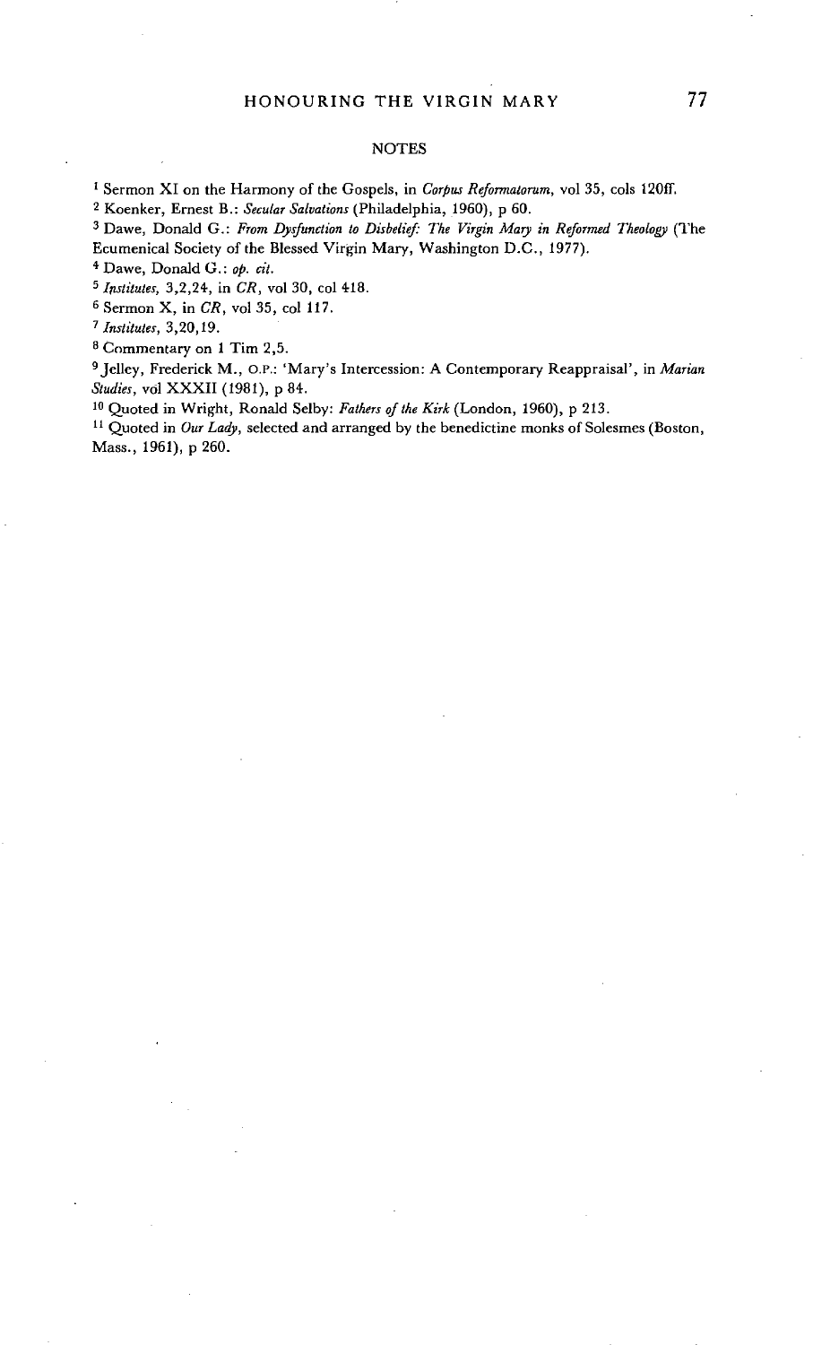## NOTES

[1] Sermon XI on the Harmony of the Gospels, in *Corpus Reformatorum*, vol 35, cols 120ff.

[2] Koenker, Ernest B.: *Secular Salvations* (Philadelphia, 1960), p 60.

[3] Dawe, Donald G.: *From Dysfunction to Disbelief: The Virgin Mary in Reformed Theology* (The Ecumenical Society of the Blessed Virgin Mary, Washington D.C., 1977).

[4] Dawe, Donald G.: *op. cit.*

[5] *Institutes*, 3,2,24, in *CR*, vol 30, col 418.

[6] Sermon X, in *CR*, vol 35, col 117.

[7] *Institutes*, 3,20,19.

[8] Commentary on 1 Tim 2,5.

[9] Jelley, Frederick M., O.P.: 'Mary's Intercession: A Contemporary Reappraisal', in *Marian Studies*, vol XXXII (1981), p 84.

[10] Quoted in Wright, Ronald Selby: *Fathers of the Kirk* (London, 1960), p 213.

[11] Quoted in *Our Lady*, selected and arranged by the benedictine monks of Solesmes (Boston, Mass., 1961), p 260.